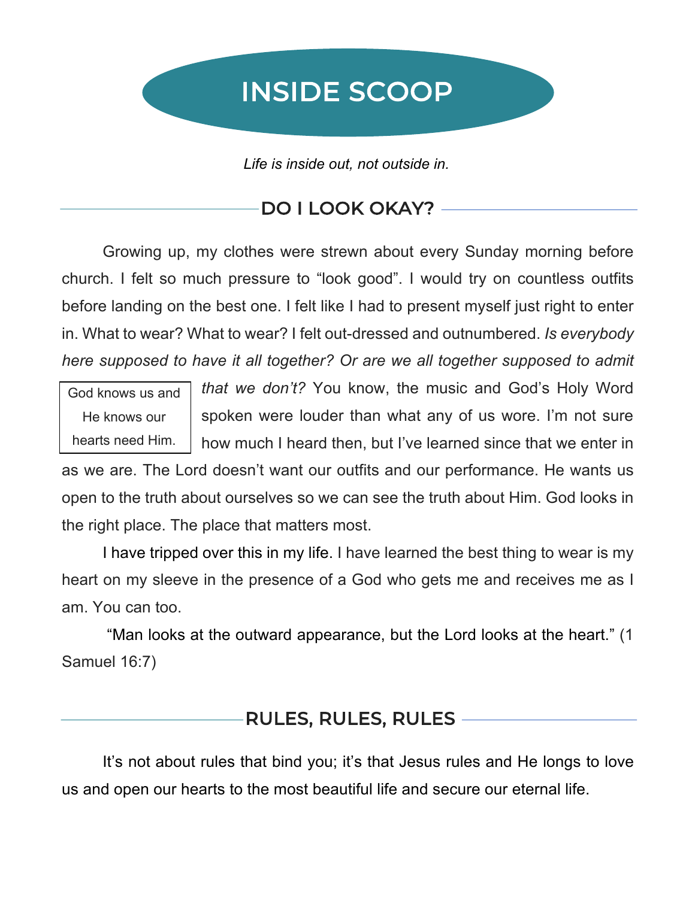# INSIDE SCOOP

*Life is inside out, not outside in.*

## DO I LOOK OKAY?

Growing up, my clothes were strewn about every Sunday morning before church. I felt so much pressure to “look good”. I would try on countless outfits before landing on the best one. I felt like I had to present myself just right to enter in. What to wear? What to wear? I felt out-dressed and outnumbered. *Is everybody here supposed to have it all together? Or are we all together supposed to admit that we don’t?* You know, the music and God’s Holy Word spoken were louder than what any of us wore. I’m not sure how much I heard then, but I’ve learned since that we enter in as we are. The Lord doesn’t want our outfits and our performance. He wants us open to the truth about ourselves so we can see the truth about Him. God looks in the right place. The place that matters most.

> God knows us and He knows our hearts need Him.

I have tripped over this in my life. I have learned the best thing to wear is my heart on my sleeve in the presence of a God who gets me and receives me as I am. You can too.

“Man looks at the outward appearance, but the Lord looks at the heart.” (1 Samuel 16:7)

## RULES, RULES, RULES

It’s not about rules that bind you; it’s that Jesus rules and He longs to love us and open our hearts to the most beautiful life and secure our eternal life.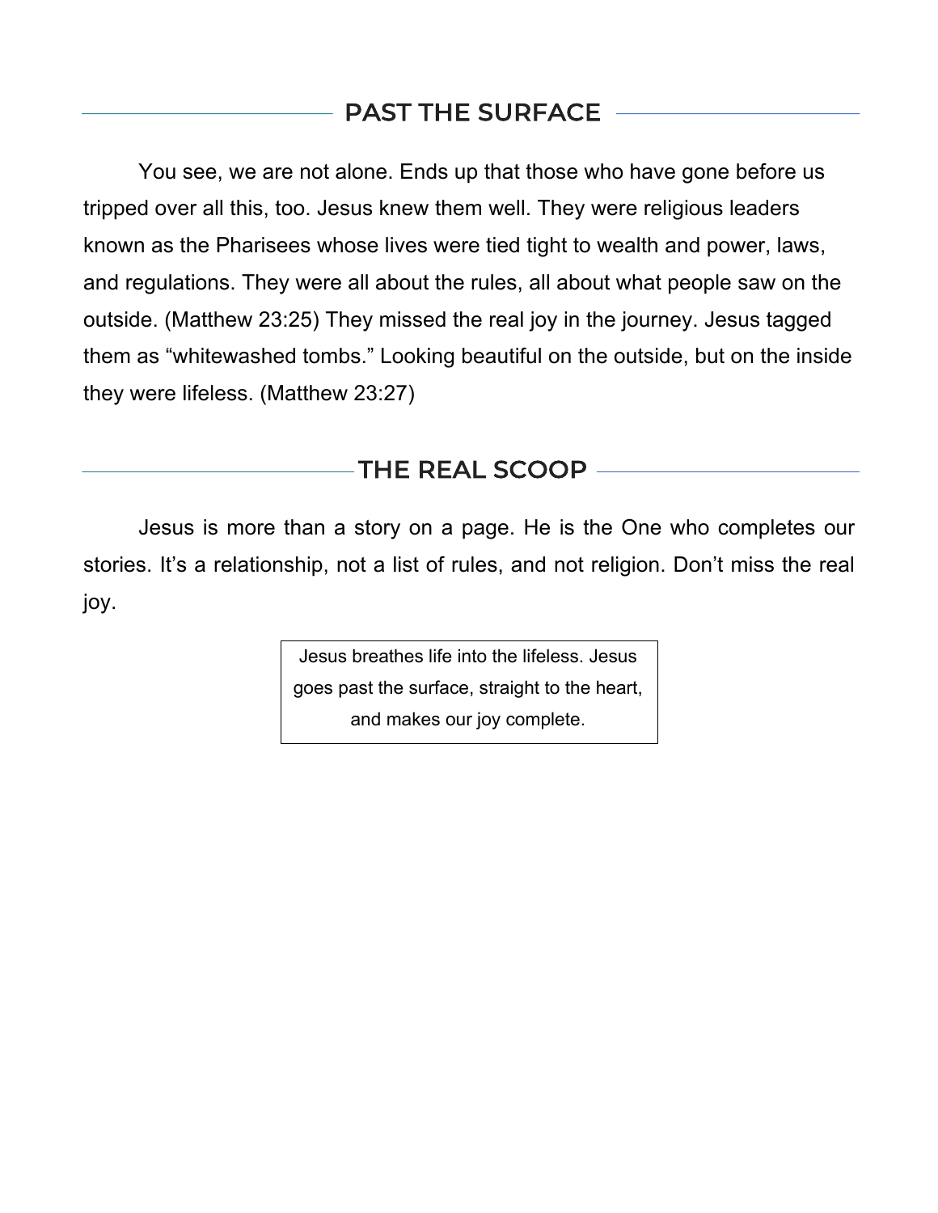## PAST THE SURFACE

You see, we are not alone. Ends up that those who have gone before us tripped over all this, too. Jesus knew them well. They were religious leaders known as the Pharisees whose lives were tied tight to wealth and power, laws, and regulations. They were all about the rules, all about what people saw on the outside. (Matthew 23:25) They missed the real joy in the journey. Jesus tagged them as “whitewashed tombs.” Looking beautiful on the outside, but on the inside they were lifeless. (Matthew 23:27)

## THE REAL SCOOP

Jesus is more than a story on a page. He is the One who completes our stories. It’s a relationship, not a list of rules, and not religion. Don’t miss the real joy.

> Jesus breathes life into the lifeless. Jesus goes past the surface, straight to the heart, and makes our joy complete.